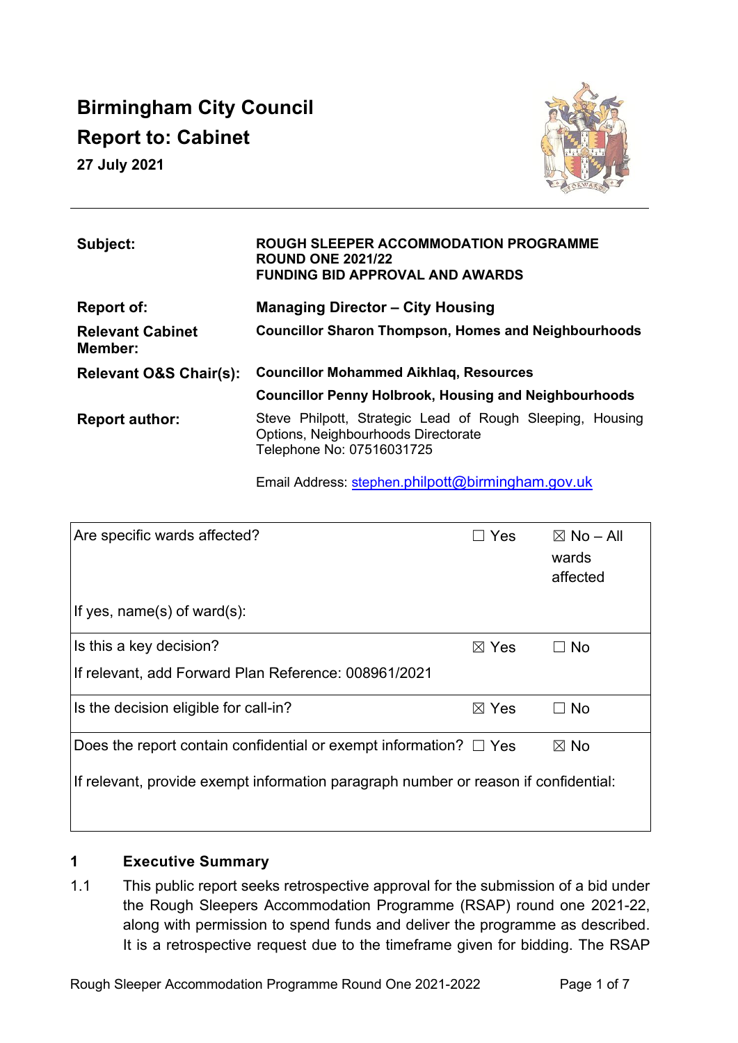# Birmingham City Council
# Report to: Cabinet

**27 July 2021**

| | |
|---|---|
| **Subject:** | **ROUGH SLEEPER ACCOMMODATION PROGRAMME ROUND ONE 2021/22 FUNDING BID APPROVAL AND AWARDS** |
| **Report of:** | **Managing Director – City Housing** |
| **Relevant Cabinet Member:** | **Councillor Sharon Thompson, Homes and Neighbourhoods** |
| **Relevant O&S Chair(s):** | **Councillor Mohammed Aikhlaq, Resources** |
| | **Councillor Penny Holbrook, Housing and Neighbourhoods** |
| **Report author:** | Steve Philpott, Strategic Lead of Rough Sleeping, Housing Options, Neighbourhoods Directorate<br>Telephone No: 07516031725<br><br>Email Address: stephen.philpott@birmingham.gov.uk |

| | | |
|---|---|---|
| Are specific wards affected?<br><br>If yes, name(s) of ward(s): | ☐ Yes | ☒ No – All wards affected |
| Is this a key decision?<br>If relevant, add Forward Plan Reference: 008961/2021 | ☒ Yes | ☐ No |
| Is the decision eligible for call-in? | ☒ Yes | ☐ No |
| Does the report contain confidential or exempt information?<br>If relevant, provide exempt information paragraph number or reason if confidential: | ☐ Yes | ☒ No |

## 1 Executive Summary

1.1 This public report seeks retrospective approval for the submission of a bid under the Rough Sleepers Accommodation Programme (RSAP) round one 2021-22, along with permission to spend funds and deliver the programme as described. It is a retrospective request due to the timeframe given for bidding. The RSAP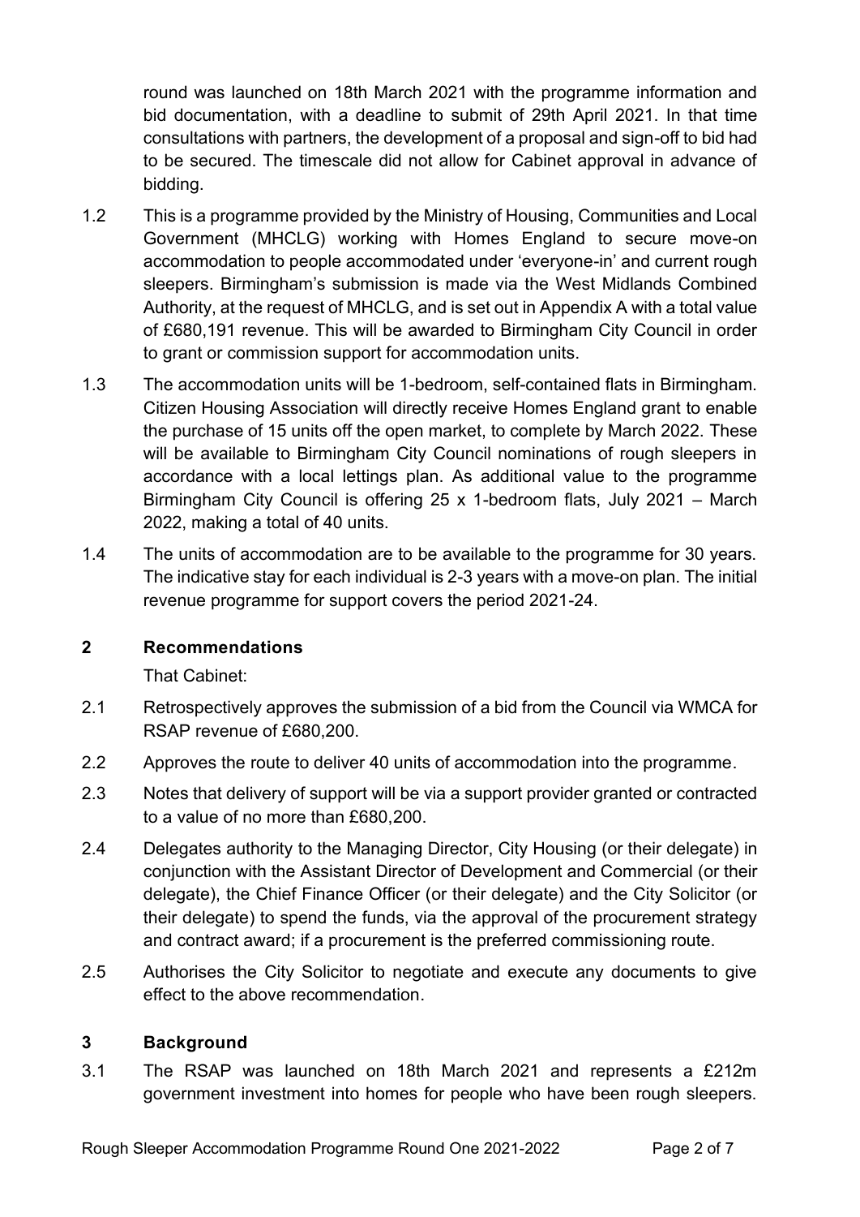round was launched on 18th March 2021 with the programme information and bid documentation, with a deadline to submit of 29th April 2021. In that time consultations with partners, the development of a proposal and sign-off to bid had to be secured. The timescale did not allow for Cabinet approval in advance of bidding.

1.2 This is a programme provided by the Ministry of Housing, Communities and Local Government (MHCLG) working with Homes England to secure move-on accommodation to people accommodated under 'everyone-in' and current rough sleepers. Birmingham's submission is made via the West Midlands Combined Authority, at the request of MHCLG, and is set out in Appendix A with a total value of £680,191 revenue. This will be awarded to Birmingham City Council in order to grant or commission support for accommodation units.

1.3 The accommodation units will be 1-bedroom, self-contained flats in Birmingham. Citizen Housing Association will directly receive Homes England grant to enable the purchase of 15 units off the open market, to complete by March 2022. These will be available to Birmingham City Council nominations of rough sleepers in accordance with a local lettings plan. As additional value to the programme Birmingham City Council is offering 25 x 1-bedroom flats, July 2021 – March 2022, making a total of 40 units.

1.4 The units of accommodation are to be available to the programme for 30 years. The indicative stay for each individual is 2-3 years with a move-on plan. The initial revenue programme for support covers the period 2021-24.

## 2 Recommendations

That Cabinet:

2.1 Retrospectively approves the submission of a bid from the Council via WMCA for RSAP revenue of £680,200.

2.2 Approves the route to deliver 40 units of accommodation into the programme.

2.3 Notes that delivery of support will be via a support provider granted or contracted to a value of no more than £680,200.

2.4 Delegates authority to the Managing Director, City Housing (or their delegate) in conjunction with the Assistant Director of Development and Commercial (or their delegate), the Chief Finance Officer (or their delegate) and the City Solicitor (or their delegate) to spend the funds, via the approval of the procurement strategy and contract award; if a procurement is the preferred commissioning route.

2.5 Authorises the City Solicitor to negotiate and execute any documents to give effect to the above recommendation.

## 3 Background

3.1 The RSAP was launched on 18th March 2021 and represents a £212m government investment into homes for people who have been rough sleepers.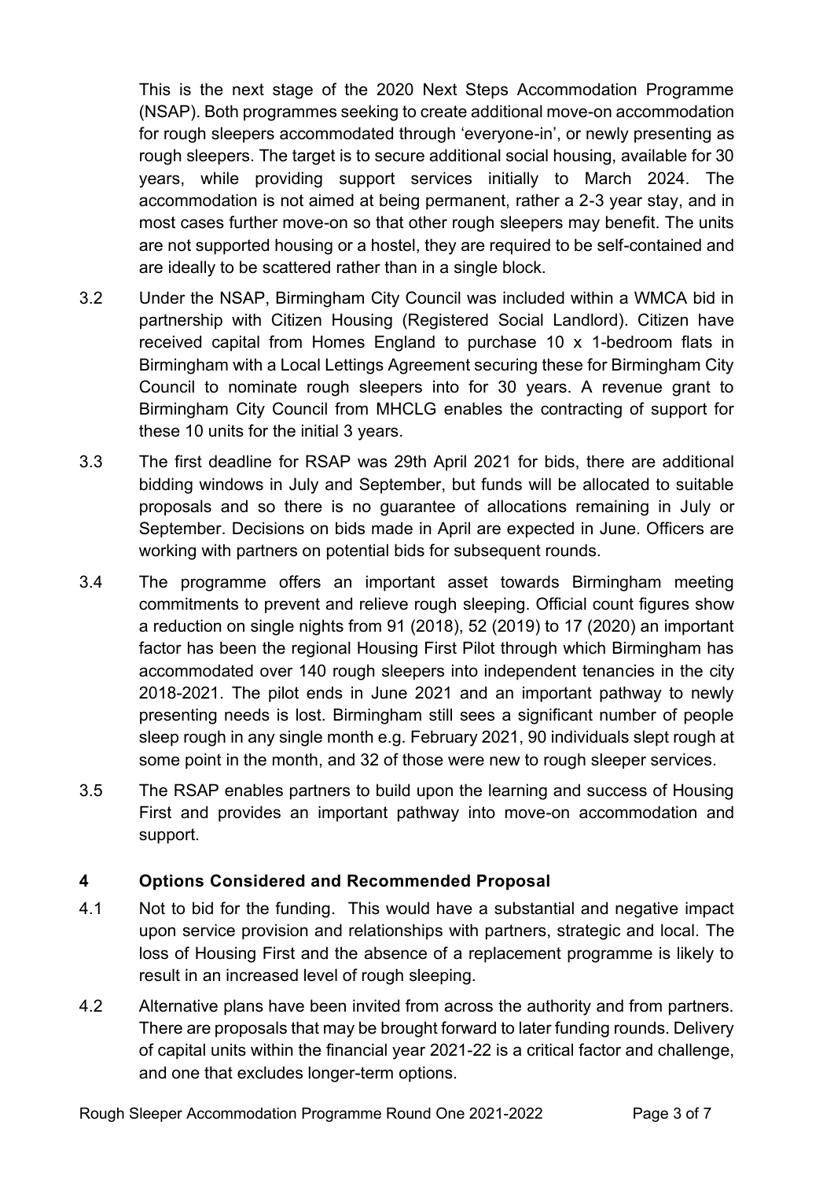This is the next stage of the 2020 Next Steps Accommodation Programme (NSAP). Both programmes seeking to create additional move-on accommodation for rough sleepers accommodated through 'everyone-in', or newly presenting as rough sleepers. The target is to secure additional social housing, available for 30 years, while providing support services initially to March 2024. The accommodation is not aimed at being permanent, rather a 2-3 year stay, and in most cases further move-on so that other rough sleepers may benefit. The units are not supported housing or a hostel, they are required to be self-contained and are ideally to be scattered rather than in a single block.

3.2 Under the NSAP, Birmingham City Council was included within a WMCA bid in partnership with Citizen Housing (Registered Social Landlord). Citizen have received capital from Homes England to purchase 10 x 1-bedroom flats in Birmingham with a Local Lettings Agreement securing these for Birmingham City Council to nominate rough sleepers into for 30 years. A revenue grant to Birmingham City Council from MHCLG enables the contracting of support for these 10 units for the initial 3 years.

3.3 The first deadline for RSAP was 29th April 2021 for bids, there are additional bidding windows in July and September, but funds will be allocated to suitable proposals and so there is no guarantee of allocations remaining in July or September. Decisions on bids made in April are expected in June. Officers are working with partners on potential bids for subsequent rounds.

3.4 The programme offers an important asset towards Birmingham meeting commitments to prevent and relieve rough sleeping. Official count figures show a reduction on single nights from 91 (2018), 52 (2019) to 17 (2020) an important factor has been the regional Housing First Pilot through which Birmingham has accommodated over 140 rough sleepers into independent tenancies in the city 2018-2021. The pilot ends in June 2021 and an important pathway to newly presenting needs is lost. Birmingham still sees a significant number of people sleep rough in any single month e.g. February 2021, 90 individuals slept rough at some point in the month, and 32 of those were new to rough sleeper services.

3.5 The RSAP enables partners to build upon the learning and success of Housing First and provides an important pathway into move-on accommodation and support.

## 4 Options Considered and Recommended Proposal

4.1 Not to bid for the funding. This would have a substantial and negative impact upon service provision and relationships with partners, strategic and local. The loss of Housing First and the absence of a replacement programme is likely to result in an increased level of rough sleeping.

4.2 Alternative plans have been invited from across the authority and from partners. There are proposals that may be brought forward to later funding rounds. Delivery of capital units within the financial year 2021-22 is a critical factor and challenge, and one that excludes longer-term options.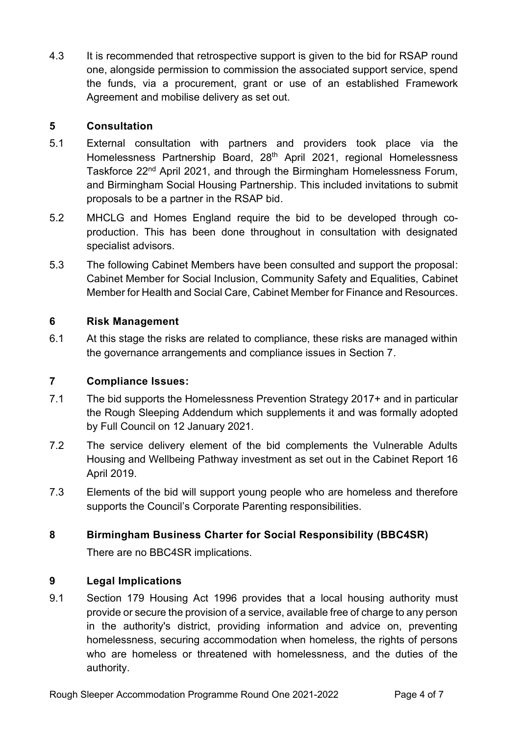4.3 It is recommended that retrospective support is given to the bid for RSAP round one, alongside permission to commission the associated support service, spend the funds, via a procurement, grant or use of an established Framework Agreement and mobilise delivery as set out.

## 5 Consultation

5.1 External consultation with partners and providers took place via the Homelessness Partnership Board, 28th April 2021, regional Homelessness Taskforce 22nd April 2021, and through the Birmingham Homelessness Forum, and Birmingham Social Housing Partnership. This included invitations to submit proposals to be a partner in the RSAP bid.

5.2 MHCLG and Homes England require the bid to be developed through co-production. This has been done throughout in consultation with designated specialist advisors.

5.3 The following Cabinet Members have been consulted and support the proposal: Cabinet Member for Social Inclusion, Community Safety and Equalities, Cabinet Member for Health and Social Care, Cabinet Member for Finance and Resources.

## 6 Risk Management

6.1 At this stage the risks are related to compliance, these risks are managed within the governance arrangements and compliance issues in Section 7.

## 7 Compliance Issues:

7.1 The bid supports the Homelessness Prevention Strategy 2017+ and in particular the Rough Sleeping Addendum which supplements it and was formally adopted by Full Council on 12 January 2021.

7.2 The service delivery element of the bid complements the Vulnerable Adults Housing and Wellbeing Pathway investment as set out in the Cabinet Report 16 April 2019.

7.3 Elements of the bid will support young people who are homeless and therefore supports the Council's Corporate Parenting responsibilities.

## 8 Birmingham Business Charter for Social Responsibility (BBC4SR)

There are no BBC4SR implications.

## 9 Legal Implications

9.1 Section 179 Housing Act 1996 provides that a local housing authority must provide or secure the provision of a service, available free of charge to any person in the authority's district, providing information and advice on, preventing homelessness, securing accommodation when homeless, the rights of persons who are homeless or threatened with homelessness, and the duties of the authority.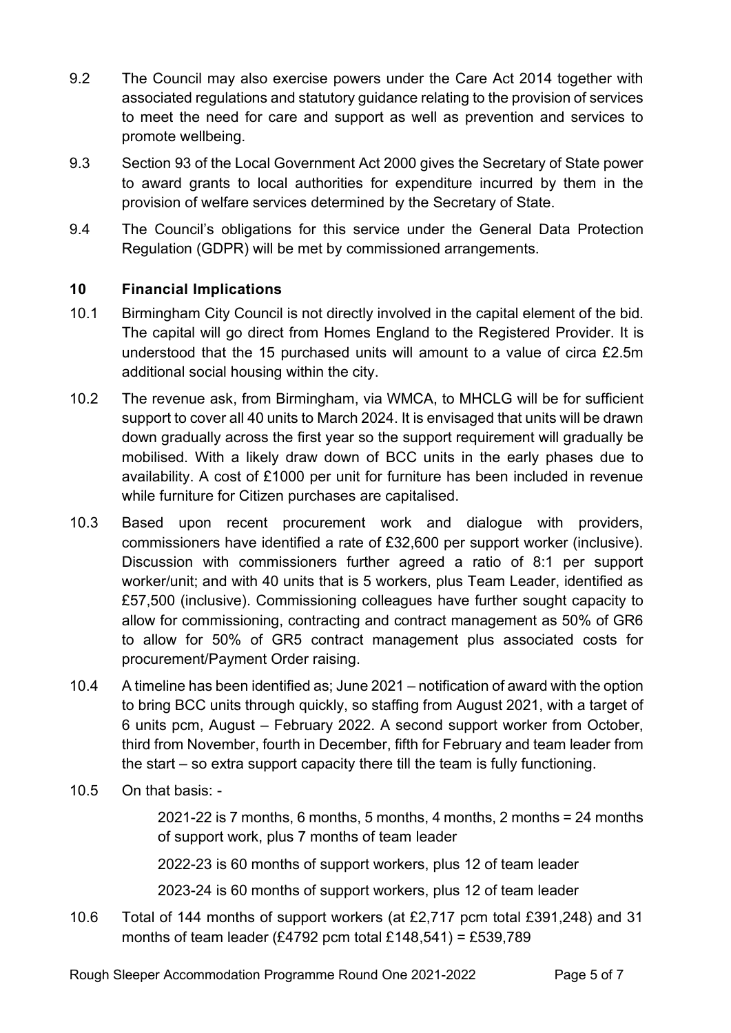9.2 The Council may also exercise powers under the Care Act 2014 together with associated regulations and statutory guidance relating to the provision of services to meet the need for care and support as well as prevention and services to promote wellbeing.

9.3 Section 93 of the Local Government Act 2000 gives the Secretary of State power to award grants to local authorities for expenditure incurred by them in the provision of welfare services determined by the Secretary of State.

9.4 The Council's obligations for this service under the General Data Protection Regulation (GDPR) will be met by commissioned arrangements.

## 10 Financial Implications

10.1 Birmingham City Council is not directly involved in the capital element of the bid. The capital will go direct from Homes England to the Registered Provider. It is understood that the 15 purchased units will amount to a value of circa £2.5m additional social housing within the city.

10.2 The revenue ask, from Birmingham, via WMCA, to MHCLG will be for sufficient support to cover all 40 units to March 2024. It is envisaged that units will be drawn down gradually across the first year so the support requirement will gradually be mobilised. With a likely draw down of BCC units in the early phases due to availability. A cost of £1000 per unit for furniture has been included in revenue while furniture for Citizen purchases are capitalised.

10.3 Based upon recent procurement work and dialogue with providers, commissioners have identified a rate of £32,600 per support worker (inclusive). Discussion with commissioners further agreed a ratio of 8:1 per support worker/unit; and with 40 units that is 5 workers, plus Team Leader, identified as £57,500 (inclusive). Commissioning colleagues have further sought capacity to allow for commissioning, contracting and contract management as 50% of GR6 to allow for 50% of GR5 contract management plus associated costs for procurement/Payment Order raising.

10.4 A timeline has been identified as; June 2021 – notification of award with the option to bring BCC units through quickly, so staffing from August 2021, with a target of 6 units pcm, August – February 2022. A second support worker from October, third from November, fourth in December, fifth for February and team leader from the start – so extra support capacity there till the team is fully functioning.

10.5 On that basis: -

2021-22 is 7 months, 6 months, 5 months, 4 months, 2 months = 24 months of support work, plus 7 months of team leader

2022-23 is 60 months of support workers, plus 12 of team leader

2023-24 is 60 months of support workers, plus 12 of team leader

10.6 Total of 144 months of support workers (at £2,717 pcm total £391,248) and 31 months of team leader (£4792 pcm total £148,541) = £539,789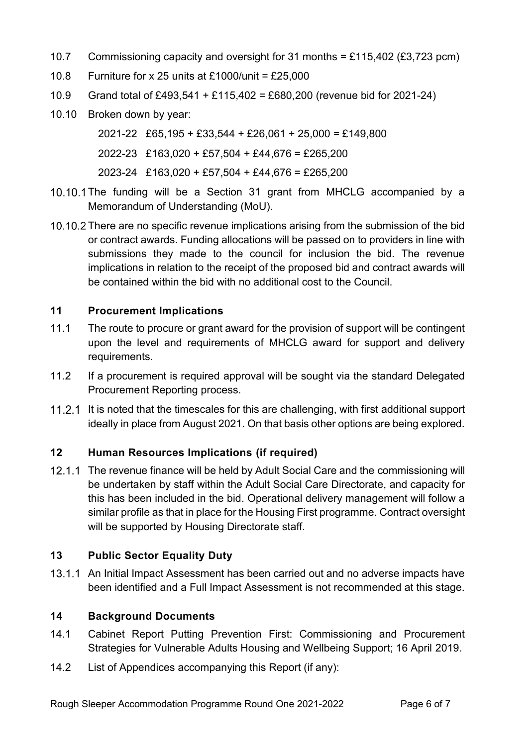10.7 Commissioning capacity and oversight for 31 months = £115,402 (£3,723 pcm)

10.8 Furniture for x 25 units at £1000/unit = £25,000

10.9 Grand total of £493,541 + £115,402 = £680,200 (revenue bid for 2021-24)

10.10 Broken down by year:

2021-22 £65,195 + £33,544 + £26,061 + 25,000 = £149,800

2022-23 £163,020 + £57,504 + £44,676 = £265,200

2023-24 £163,020 + £57,504 + £44,676 = £265,200

10.10.1 The funding will be a Section 31 grant from MHCLG accompanied by a Memorandum of Understanding (MoU).

10.10.2 There are no specific revenue implications arising from the submission of the bid or contract awards. Funding allocations will be passed on to providers in line with submissions they made to the council for inclusion the bid. The revenue implications in relation to the receipt of the proposed bid and contract awards will be contained within the bid with no additional cost to the Council.

## 11 Procurement Implications

11.1 The route to procure or grant award for the provision of support will be contingent upon the level and requirements of MHCLG award for support and delivery requirements.

11.2 If a procurement is required approval will be sought via the standard Delegated Procurement Reporting process.

11.2.1 It is noted that the timescales for this are challenging, with first additional support ideally in place from August 2021. On that basis other options are being explored.

## 12 Human Resources Implications (if required)

12.1.1 The revenue finance will be held by Adult Social Care and the commissioning will be undertaken by staff within the Adult Social Care Directorate, and capacity for this has been included in the bid. Operational delivery management will follow a similar profile as that in place for the Housing First programme. Contract oversight will be supported by Housing Directorate staff.

## 13 Public Sector Equality Duty

13.1.1 An Initial Impact Assessment has been carried out and no adverse impacts have been identified and a Full Impact Assessment is not recommended at this stage.

## 14 Background Documents

14.1 Cabinet Report Putting Prevention First: Commissioning and Procurement Strategies for Vulnerable Adults Housing and Wellbeing Support; 16 April 2019.

14.2 List of Appendices accompanying this Report (if any):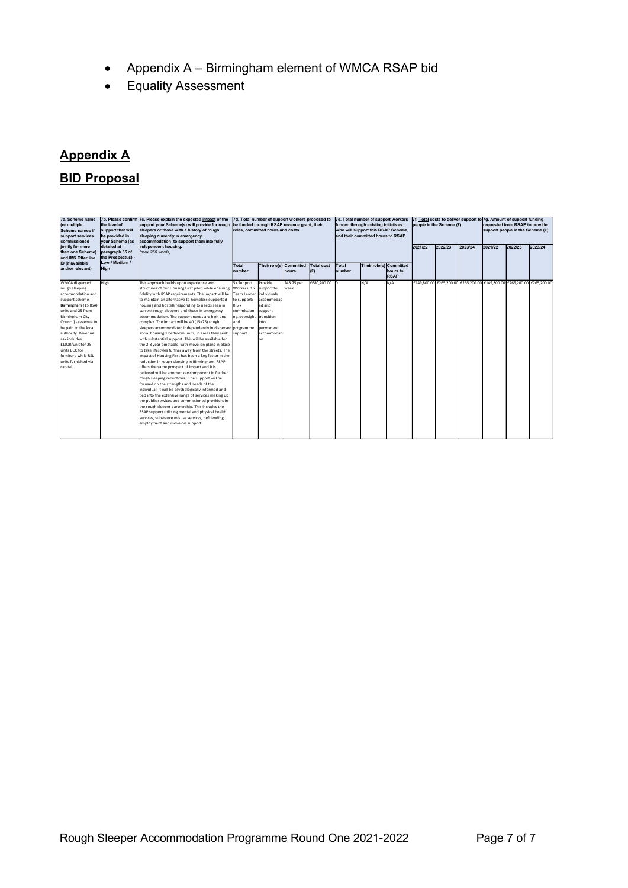- Appendix A – Birmingham element of WMCA RSAP bid
- Equality Assessment

## Appendix A

## BID Proposal

| 7a. Scheme name (or multiple Scheme names if support services commissioned jointly for more than one Scheme) and IMS Offer line ID (if available and/or relevant) | 7b. Please confirm the level of support that will be provided in your Scheme (as detailed at paragraph 35 of the Prospectus) - Low / Medium / High | 7c. Please explain the expected impact of the support your Scheme(s) will provide for rough sleepers or those with a history of rough sleeping currently in emergency accommodation to support them into fully independent housing. (max 250 words) | 7d. Total number of support workers proposed to be funded through RSAP revenue grant, their roles, committed hours and costs | | | | 7e. Total number of support workers funded through existing initiatives who will support this RSAP Scheme, and their committed hours to RSAP | | | 7f. Total costs to deliver support to people in the Scheme (£) | | | 7g. Amount of support funding requested from RSAP to provide support people in the Scheme (£) | | |
|---|---|---|---|---|---|---|---|---|---|---|---|---|---|---|---|
| | | | Total number | Their role(s) | Committed hours | Total cost (£) | Total number | Their role(s) | Committed hours to RSAP | 2021/22 | 2022/23 | 2023/24 | 2021/22 | 2022/23 | 2023/24 |
| WMCA dispersed rough sleeping accommodation and support scheme - Birmingham (15 RSAP units and 25 from Birmingham City Council) - revenue to be paid to the local authority. Revenue ask includes £1000/unit for 25 units BCC for furniture while RSL units furnished via capital. | High | This approach builds upon experience and structures of our Housing First pilot, while ensuring fidelity with RSAP requirements. The impact will be to maintain an alternative to homeless supported housing and hostels responding to needs seen in current rough sleepers and those in emergency accommodation. The support needs are high and complex. The impact will be 40 (15+25) rough sleepers accommodated independently in dispersed social housing 1 bedroom units, in areas they seek, with substantial support. This will be available for the 2-3 year timetable, with move-on plans in place to take lifestyles further away from the streets. The impact of Housing First has been a key factor in the reduction in rough sleeping in Birmingham, RSAP offers the same prospect of impact and it is believed will be another key component in further rough sleeping reductions. The support will be focused on the strengths and needs of the individual, it will be psychologically informed and tied into the extensive range of services making up the public services and commissioned providers in the rough sleeper partnership. This includes the RSAP support utilising mental and physical health services, substance misuse services, befriending, employment and move-on support. | 5x Support Workers; 1 x Team Leader to support; 0.5 x commissioning, oversight and programme support | Provide support to individuals accommodated and support transition into permanent accommodation | 243.75 per week | £680,200.00 | 0 | N/A | N/A | £149,800.00 | £265,200.00 | £265,200.00 | £149,800.00 | £265,200.00 | £265,200.00 |